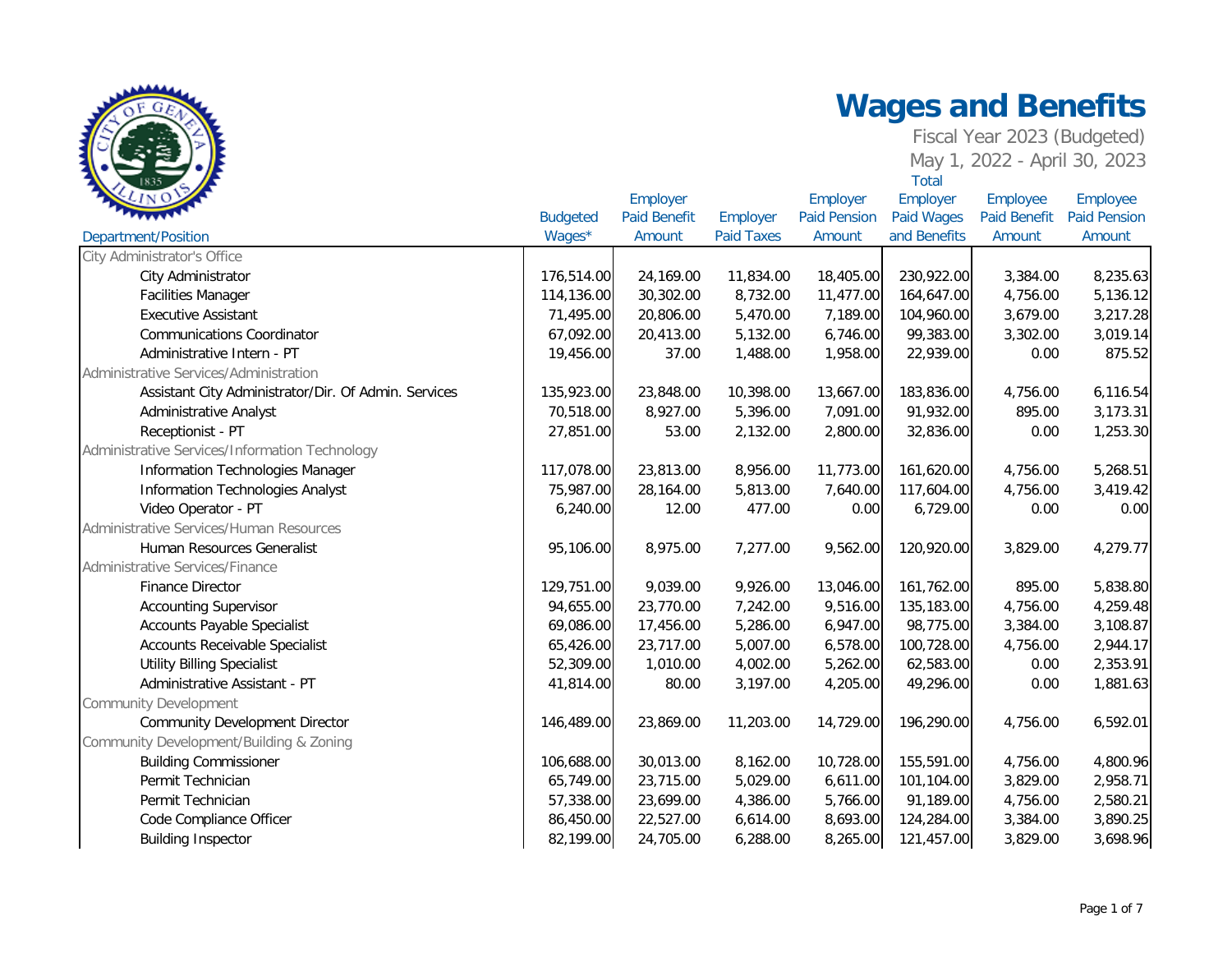# Wages and Benefits

Fiscal Year 2023 (Budgeted)
May 1, 2022 - April 30, 2023

| Department/Position | Budgeted Wages* | Employer Paid Benefit Amount | Employer Paid Taxes | Employer Paid Pension Amount | Total Employer Paid Wages and Benefits | Employee Paid Benefit Amount | Employee Paid Pension Amount |
|---|---|---|---|---|---|---|---|
| City Administrator's Office | | | | | | | |
| City Administrator | 176,514.00 | 24,169.00 | 11,834.00 | 18,405.00 | 230,922.00 | 3,384.00 | 8,235.63 |
| Facilities Manager | 114,136.00 | 30,302.00 | 8,732.00 | 11,477.00 | 164,647.00 | 4,756.00 | 5,136.12 |
| Executive Assistant | 71,495.00 | 20,806.00 | 5,470.00 | 7,189.00 | 104,960.00 | 3,679.00 | 3,217.28 |
| Communications Coordinator | 67,092.00 | 20,413.00 | 5,132.00 | 6,746.00 | 99,383.00 | 3,302.00 | 3,019.14 |
| Administrative Intern - PT | 19,456.00 | 37.00 | 1,488.00 | 1,958.00 | 22,939.00 | 0.00 | 875.52 |
| Administrative Services/Administration | | | | | | | |
| Assistant City Administrator/Dir. Of Admin. Services | 135,923.00 | 23,848.00 | 10,398.00 | 13,667.00 | 183,836.00 | 4,756.00 | 6,116.54 |
| Administrative Analyst | 70,518.00 | 8,927.00 | 5,396.00 | 7,091.00 | 91,932.00 | 895.00 | 3,173.31 |
| Receptionist - PT | 27,851.00 | 53.00 | 2,132.00 | 2,800.00 | 32,836.00 | 0.00 | 1,253.30 |
| Administrative Services/Information Technology | | | | | | | |
| Information Technologies Manager | 117,078.00 | 23,813.00 | 8,956.00 | 11,773.00 | 161,620.00 | 4,756.00 | 5,268.51 |
| Information Technologies Analyst | 75,987.00 | 28,164.00 | 5,813.00 | 7,640.00 | 117,604.00 | 4,756.00 | 3,419.42 |
| Video Operator - PT | 6,240.00 | 12.00 | 477.00 | 0.00 | 6,729.00 | 0.00 | 0.00 |
| Administrative Services/Human Resources | | | | | | | |
| Human Resources Generalist | 95,106.00 | 8,975.00 | 7,277.00 | 9,562.00 | 120,920.00 | 3,829.00 | 4,279.77 |
| Administrative Services/Finance | | | | | | | |
| Finance Director | 129,751.00 | 9,039.00 | 9,926.00 | 13,046.00 | 161,762.00 | 895.00 | 5,838.80 |
| Accounting Supervisor | 94,655.00 | 23,770.00 | 7,242.00 | 9,516.00 | 135,183.00 | 4,756.00 | 4,259.48 |
| Accounts Payable Specialist | 69,086.00 | 17,456.00 | 5,286.00 | 6,947.00 | 98,775.00 | 3,384.00 | 3,108.87 |
| Accounts Receivable Specialist | 65,426.00 | 23,717.00 | 5,007.00 | 6,578.00 | 100,728.00 | 4,756.00 | 2,944.17 |
| Utility Billing Specialist | 52,309.00 | 1,010.00 | 4,002.00 | 5,262.00 | 62,583.00 | 0.00 | 2,353.91 |
| Administrative Assistant - PT | 41,814.00 | 80.00 | 3,197.00 | 4,205.00 | 49,296.00 | 0.00 | 1,881.63 |
| Community Development | | | | | | | |
| Community Development Director | 146,489.00 | 23,869.00 | 11,203.00 | 14,729.00 | 196,290.00 | 4,756.00 | 6,592.01 |
| Community Development/Building & Zoning | | | | | | | |
| Building Commissioner | 106,688.00 | 30,013.00 | 8,162.00 | 10,728.00 | 155,591.00 | 4,756.00 | 4,800.96 |
| Permit Technician | 65,749.00 | 23,715.00 | 5,029.00 | 6,611.00 | 101,104.00 | 3,829.00 | 2,958.71 |
| Permit Technician | 57,338.00 | 23,699.00 | 4,386.00 | 5,766.00 | 91,189.00 | 4,756.00 | 2,580.21 |
| Code Compliance Officer | 86,450.00 | 22,527.00 | 6,614.00 | 8,693.00 | 124,284.00 | 3,384.00 | 3,890.25 |
| Building Inspector | 82,199.00 | 24,705.00 | 6,288.00 | 8,265.00 | 121,457.00 | 3,829.00 | 3,698.96 |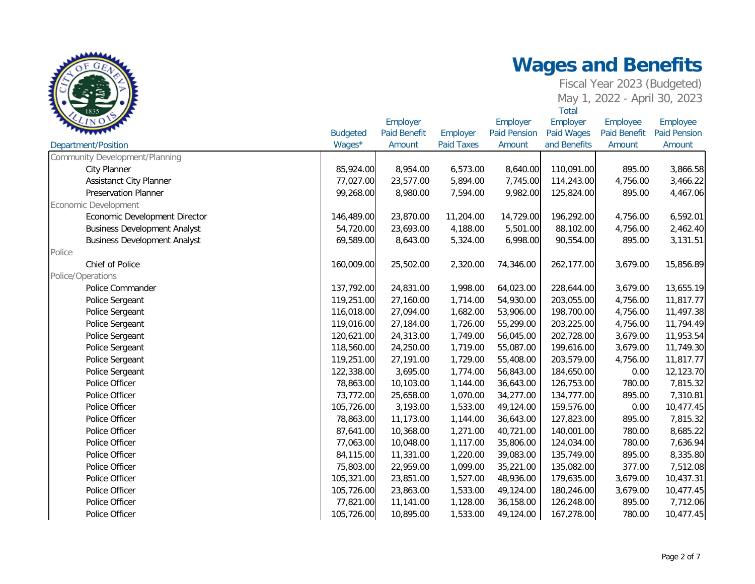# Wages and Benefits

Fiscal Year 2023 (Budgeted)

May 1, 2022 - April 30, 2023

| Department/Position | Budgeted Wages* | Employer Paid Benefit Amount | Employer Paid Taxes | Employer Paid Pension Amount | Total Employer Paid Wages and Benefits | Employee Paid Benefit Amount | Employee Paid Pension Amount |
|---|---|---|---|---|---|---|---|
| Community Development/Planning | | | | | | | |
| City Planner | 85,924.00 | 8,954.00 | 6,573.00 | 8,640.00 | 110,091.00 | 895.00 | 3,866.58 |
| Assistanct City Planner | 77,027.00 | 23,577.00 | 5,894.00 | 7,745.00 | 114,243.00 | 4,756.00 | 3,466.22 |
| Preservation Planner | 99,268.00 | 8,980.00 | 7,594.00 | 9,982.00 | 125,824.00 | 895.00 | 4,467.06 |
| Economic Development | | | | | | | |
| Economic Development Director | 146,489.00 | 23,870.00 | 11,204.00 | 14,729.00 | 196,292.00 | 4,756.00 | 6,592.01 |
| Business Development Analyst | 54,720.00 | 23,693.00 | 4,188.00 | 5,501.00 | 88,102.00 | 4,756.00 | 2,462.40 |
| Business Development Analyst | 69,589.00 | 8,643.00 | 5,324.00 | 6,998.00 | 90,554.00 | 895.00 | 3,131.51 |
| Police | | | | | | | |
| Chief of Police | 160,009.00 | 25,502.00 | 2,320.00 | 74,346.00 | 262,177.00 | 3,679.00 | 15,856.89 |
| Police/Operations | | | | | | | |
| Police Commander | 137,792.00 | 24,831.00 | 1,998.00 | 64,023.00 | 228,644.00 | 3,679.00 | 13,655.19 |
| Police Sergeant | 119,251.00 | 27,160.00 | 1,714.00 | 54,930.00 | 203,055.00 | 4,756.00 | 11,817.77 |
| Police Sergeant | 116,018.00 | 27,094.00 | 1,682.00 | 53,906.00 | 198,700.00 | 4,756.00 | 11,497.38 |
| Police Sergeant | 119,016.00 | 27,184.00 | 1,726.00 | 55,299.00 | 203,225.00 | 4,756.00 | 11,794.49 |
| Police Sergeant | 120,621.00 | 24,313.00 | 1,749.00 | 56,045.00 | 202,728.00 | 3,679.00 | 11,953.54 |
| Police Sergeant | 118,560.00 | 24,250.00 | 1,719.00 | 55,087.00 | 199,616.00 | 3,679.00 | 11,749.30 |
| Police Sergeant | 119,251.00 | 27,191.00 | 1,729.00 | 55,408.00 | 203,579.00 | 4,756.00 | 11,817.77 |
| Police Sergeant | 122,338.00 | 3,695.00 | 1,774.00 | 56,843.00 | 184,650.00 | 0.00 | 12,123.70 |
| Police Officer | 78,863.00 | 10,103.00 | 1,144.00 | 36,643.00 | 126,753.00 | 780.00 | 7,815.32 |
| Police Officer | 73,772.00 | 25,658.00 | 1,070.00 | 34,277.00 | 134,777.00 | 895.00 | 7,310.81 |
| Police Officer | 105,726.00 | 3,193.00 | 1,533.00 | 49,124.00 | 159,576.00 | 0.00 | 10,477.45 |
| Police Officer | 78,863.00 | 11,173.00 | 1,144.00 | 36,643.00 | 127,823.00 | 895.00 | 7,815.32 |
| Police Officer | 87,641.00 | 10,368.00 | 1,271.00 | 40,721.00 | 140,001.00 | 780.00 | 8,685.22 |
| Police Officer | 77,063.00 | 10,048.00 | 1,117.00 | 35,806.00 | 124,034.00 | 780.00 | 7,636.94 |
| Police Officer | 84,115.00 | 11,331.00 | 1,220.00 | 39,083.00 | 135,749.00 | 895.00 | 8,335.80 |
| Police Officer | 75,803.00 | 22,959.00 | 1,099.00 | 35,221.00 | 135,082.00 | 377.00 | 7,512.08 |
| Police Officer | 105,321.00 | 23,851.00 | 1,527.00 | 48,936.00 | 179,635.00 | 3,679.00 | 10,437.31 |
| Police Officer | 105,726.00 | 23,863.00 | 1,533.00 | 49,124.00 | 180,246.00 | 3,679.00 | 10,477.45 |
| Police Officer | 77,821.00 | 11,141.00 | 1,128.00 | 36,158.00 | 126,248.00 | 895.00 | 7,712.06 |
| Police Officer | 105,726.00 | 10,895.00 | 1,533.00 | 49,124.00 | 167,278.00 | 780.00 | 10,477.45 |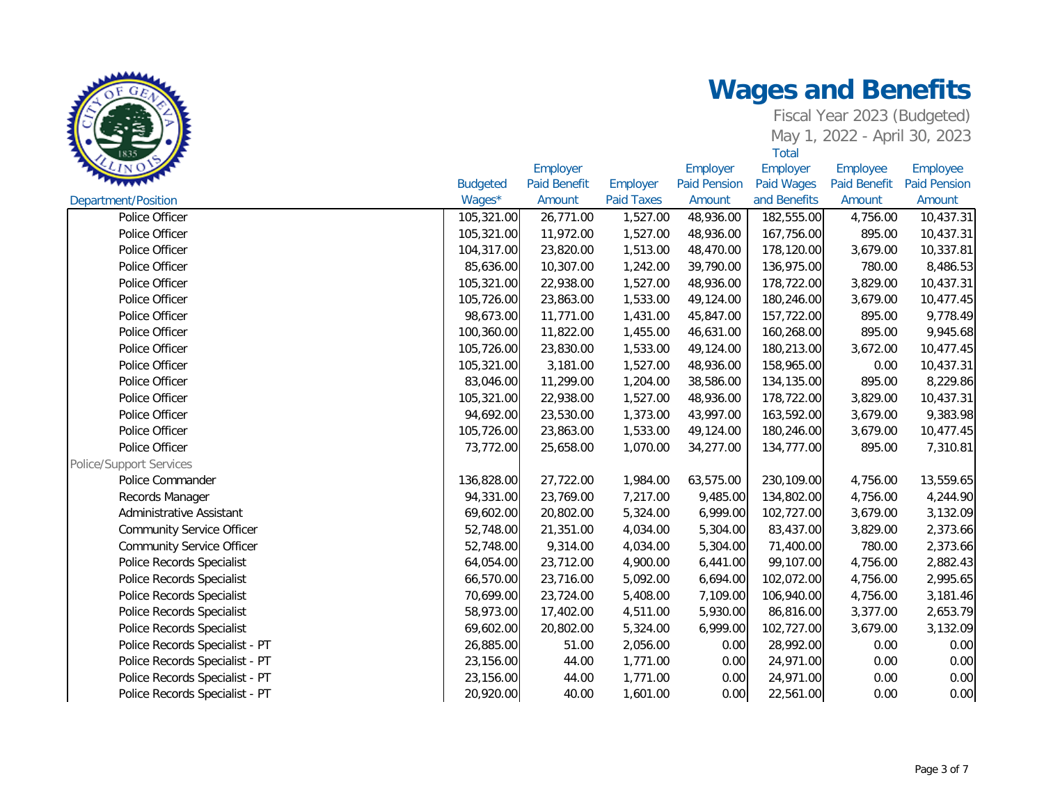# Wages and Benefits

Fiscal Year 2023 (Budgeted)

May 1, 2022 - April 30, 2023

| Department/Position | Budgeted Wages* | Employer Paid Benefit Amount | Employer Paid Taxes | Employer Paid Pension Amount | Total Employer Paid Wages and Benefits | Employee Paid Benefit Amount | Employee Paid Pension Amount |
|---|---|---|---|---|---|---|---|
| Police Officer | 105,321.00 | 26,771.00 | 1,527.00 | 48,936.00 | 182,555.00 | 4,756.00 | 10,437.31 |
| Police Officer | 105,321.00 | 11,972.00 | 1,527.00 | 48,936.00 | 167,756.00 | 895.00 | 10,437.31 |
| Police Officer | 104,317.00 | 23,820.00 | 1,513.00 | 48,470.00 | 178,120.00 | 3,679.00 | 10,337.81 |
| Police Officer | 85,636.00 | 10,307.00 | 1,242.00 | 39,790.00 | 136,975.00 | 780.00 | 8,486.53 |
| Police Officer | 105,321.00 | 22,938.00 | 1,527.00 | 48,936.00 | 178,722.00 | 3,829.00 | 10,437.31 |
| Police Officer | 105,726.00 | 23,863.00 | 1,533.00 | 49,124.00 | 180,246.00 | 3,679.00 | 10,477.45 |
| Police Officer | 98,673.00 | 11,771.00 | 1,431.00 | 45,847.00 | 157,722.00 | 895.00 | 9,778.49 |
| Police Officer | 100,360.00 | 11,822.00 | 1,455.00 | 46,631.00 | 160,268.00 | 895.00 | 9,945.68 |
| Police Officer | 105,726.00 | 23,830.00 | 1,533.00 | 49,124.00 | 180,213.00 | 3,672.00 | 10,477.45 |
| Police Officer | 105,321.00 | 3,181.00 | 1,527.00 | 48,936.00 | 158,965.00 | 0.00 | 10,437.31 |
| Police Officer | 83,046.00 | 11,299.00 | 1,204.00 | 38,586.00 | 134,135.00 | 895.00 | 8,229.86 |
| Police Officer | 105,321.00 | 22,938.00 | 1,527.00 | 48,936.00 | 178,722.00 | 3,829.00 | 10,437.31 |
| Police Officer | 94,692.00 | 23,530.00 | 1,373.00 | 43,997.00 | 163,592.00 | 3,679.00 | 9,383.98 |
| Police Officer | 105,726.00 | 23,863.00 | 1,533.00 | 49,124.00 | 180,246.00 | 3,679.00 | 10,477.45 |
| Police Officer | 73,772.00 | 25,658.00 | 1,070.00 | 34,277.00 | 134,777.00 | 895.00 | 7,310.81 |
| Police/Support Services | | | | | | | |
| Police Commander | 136,828.00 | 27,722.00 | 1,984.00 | 63,575.00 | 230,109.00 | 4,756.00 | 13,559.65 |
| Records Manager | 94,331.00 | 23,769.00 | 7,217.00 | 9,485.00 | 134,802.00 | 4,756.00 | 4,244.90 |
| Administrative Assistant | 69,602.00 | 20,802.00 | 5,324.00 | 6,999.00 | 102,727.00 | 3,679.00 | 3,132.09 |
| Community Service Officer | 52,748.00 | 21,351.00 | 4,034.00 | 5,304.00 | 83,437.00 | 3,829.00 | 2,373.66 |
| Community Service Officer | 52,748.00 | 9,314.00 | 4,034.00 | 5,304.00 | 71,400.00 | 780.00 | 2,373.66 |
| Police Records Specialist | 64,054.00 | 23,712.00 | 4,900.00 | 6,441.00 | 99,107.00 | 4,756.00 | 2,882.43 |
| Police Records Specialist | 66,570.00 | 23,716.00 | 5,092.00 | 6,694.00 | 102,072.00 | 4,756.00 | 2,995.65 |
| Police Records Specialist | 70,699.00 | 23,724.00 | 5,408.00 | 7,109.00 | 106,940.00 | 4,756.00 | 3,181.46 |
| Police Records Specialist | 58,973.00 | 17,402.00 | 4,511.00 | 5,930.00 | 86,816.00 | 3,377.00 | 2,653.79 |
| Police Records Specialist | 69,602.00 | 20,802.00 | 5,324.00 | 6,999.00 | 102,727.00 | 3,679.00 | 3,132.09 |
| Police Records Specialist - PT | 26,885.00 | 51.00 | 2,056.00 | 0.00 | 28,992.00 | 0.00 | 0.00 |
| Police Records Specialist - PT | 23,156.00 | 44.00 | 1,771.00 | 0.00 | 24,971.00 | 0.00 | 0.00 |
| Police Records Specialist - PT | 23,156.00 | 44.00 | 1,771.00 | 0.00 | 24,971.00 | 0.00 | 0.00 |
| Police Records Specialist - PT | 20,920.00 | 40.00 | 1,601.00 | 0.00 | 22,561.00 | 0.00 | 0.00 |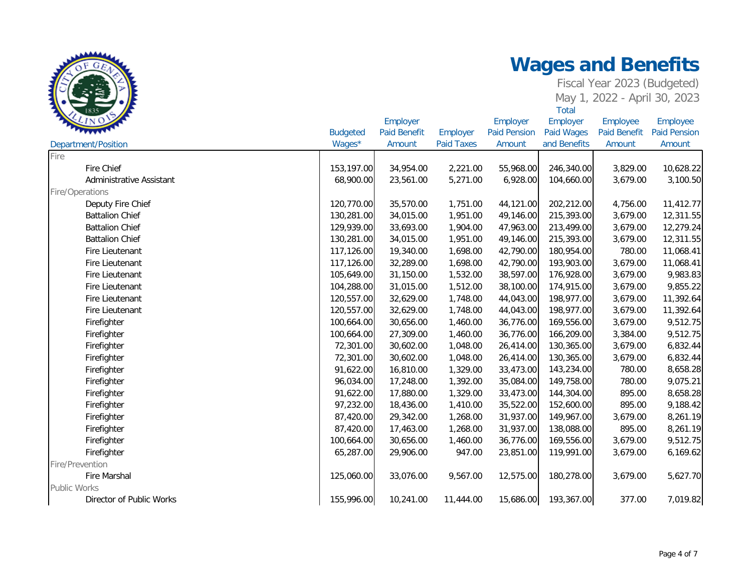# Wages and Benefits

Fiscal Year 2023 (Budgeted)
May 1, 2022 - April 30, 2023

| Department/Position | Budgeted Wages* | Employer Paid Benefit Amount | Employer Paid Taxes | Employer Paid Pension Amount | Total Employer Paid Wages and Benefits | Employee Paid Benefit Amount | Employee Paid Pension Amount |
|---|---|---|---|---|---|---|---|
| Fire | | | | | | | |
| Fire Chief | 153,197.00 | 34,954.00 | 2,221.00 | 55,968.00 | 246,340.00 | 3,829.00 | 10,628.22 |
| Administrative Assistant | 68,900.00 | 23,561.00 | 5,271.00 | 6,928.00 | 104,660.00 | 3,679.00 | 3,100.50 |
| Fire/Operations | | | | | | | |
| Deputy Fire Chief | 120,770.00 | 35,570.00 | 1,751.00 | 44,121.00 | 202,212.00 | 4,756.00 | 11,412.77 |
| Battalion Chief | 130,281.00 | 34,015.00 | 1,951.00 | 49,146.00 | 215,393.00 | 3,679.00 | 12,311.55 |
| Battalion Chief | 129,939.00 | 33,693.00 | 1,904.00 | 47,963.00 | 213,499.00 | 3,679.00 | 12,279.24 |
| Battalion Chief | 130,281.00 | 34,015.00 | 1,951.00 | 49,146.00 | 215,393.00 | 3,679.00 | 12,311.55 |
| Fire Lieutenant | 117,126.00 | 19,340.00 | 1,698.00 | 42,790.00 | 180,954.00 | 780.00 | 11,068.41 |
| Fire Lieutenant | 117,126.00 | 32,289.00 | 1,698.00 | 42,790.00 | 193,903.00 | 3,679.00 | 11,068.41 |
| Fire Lieutenant | 105,649.00 | 31,150.00 | 1,532.00 | 38,597.00 | 176,928.00 | 3,679.00 | 9,983.83 |
| Fire Lieutenant | 104,288.00 | 31,015.00 | 1,512.00 | 38,100.00 | 174,915.00 | 3,679.00 | 9,855.22 |
| Fire Lieutenant | 120,557.00 | 32,629.00 | 1,748.00 | 44,043.00 | 198,977.00 | 3,679.00 | 11,392.64 |
| Fire Lieutenant | 120,557.00 | 32,629.00 | 1,748.00 | 44,043.00 | 198,977.00 | 3,679.00 | 11,392.64 |
| Firefighter | 100,664.00 | 30,656.00 | 1,460.00 | 36,776.00 | 169,556.00 | 3,679.00 | 9,512.75 |
| Firefighter | 100,664.00 | 27,309.00 | 1,460.00 | 36,776.00 | 166,209.00 | 3,384.00 | 9,512.75 |
| Firefighter | 72,301.00 | 30,602.00 | 1,048.00 | 26,414.00 | 130,365.00 | 3,679.00 | 6,832.44 |
| Firefighter | 72,301.00 | 30,602.00 | 1,048.00 | 26,414.00 | 130,365.00 | 3,679.00 | 6,832.44 |
| Firefighter | 91,622.00 | 16,810.00 | 1,329.00 | 33,473.00 | 143,234.00 | 780.00 | 8,658.28 |
| Firefighter | 96,034.00 | 17,248.00 | 1,392.00 | 35,084.00 | 149,758.00 | 780.00 | 9,075.21 |
| Firefighter | 91,622.00 | 17,880.00 | 1,329.00 | 33,473.00 | 144,304.00 | 895.00 | 8,658.28 |
| Firefighter | 97,232.00 | 18,436.00 | 1,410.00 | 35,522.00 | 152,600.00 | 895.00 | 9,188.42 |
| Firefighter | 87,420.00 | 29,342.00 | 1,268.00 | 31,937.00 | 149,967.00 | 3,679.00 | 8,261.19 |
| Firefighter | 87,420.00 | 17,463.00 | 1,268.00 | 31,937.00 | 138,088.00 | 895.00 | 8,261.19 |
| Firefighter | 100,664.00 | 30,656.00 | 1,460.00 | 36,776.00 | 169,556.00 | 3,679.00 | 9,512.75 |
| Firefighter | 65,287.00 | 29,906.00 | 947.00 | 23,851.00 | 119,991.00 | 3,679.00 | 6,169.62 |
| Fire/Prevention | | | | | | | |
| Fire Marshal | 125,060.00 | 33,076.00 | 9,567.00 | 12,575.00 | 180,278.00 | 3,679.00 | 5,627.70 |
| Public Works | | | | | | | |
| Director of Public Works | 155,996.00 | 10,241.00 | 11,444.00 | 15,686.00 | 193,367.00 | 377.00 | 7,019.82 |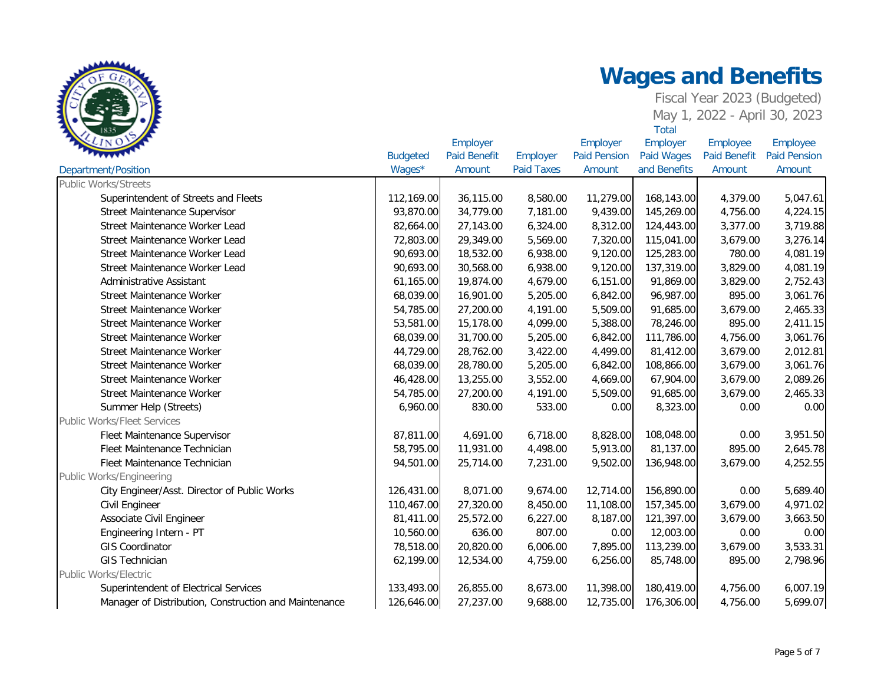# Wages and Benefits

Fiscal Year 2023 (Budgeted)
May 1, 2022 - April 30, 2023

| Department/Position | Budgeted Wages* | Employer Paid Benefit Amount | Employer Paid Taxes | Employer Paid Pension Amount | Total Employer Paid Wages and Benefits | Employee Paid Benefit Amount | Employee Paid Pension Amount |
|---|---|---|---|---|---|---|---|
| Public Works/Streets | | | | | | | |
| Superintendent of Streets and Fleets | 112,169.00 | 36,115.00 | 8,580.00 | 11,279.00 | 168,143.00 | 4,379.00 | 5,047.61 |
| Street Maintenance Supervisor | 93,870.00 | 34,779.00 | 7,181.00 | 9,439.00 | 145,269.00 | 4,756.00 | 4,224.15 |
| Street Maintenance Worker Lead | 82,664.00 | 27,143.00 | 6,324.00 | 8,312.00 | 124,443.00 | 3,377.00 | 3,719.88 |
| Street Maintenance Worker Lead | 72,803.00 | 29,349.00 | 5,569.00 | 7,320.00 | 115,041.00 | 3,679.00 | 3,276.14 |
| Street Maintenance Worker Lead | 90,693.00 | 18,532.00 | 6,938.00 | 9,120.00 | 125,283.00 | 780.00 | 4,081.19 |
| Street Maintenance Worker Lead | 90,693.00 | 30,568.00 | 6,938.00 | 9,120.00 | 137,319.00 | 3,829.00 | 4,081.19 |
| Administrative Assistant | 61,165.00 | 19,874.00 | 4,679.00 | 6,151.00 | 91,869.00 | 3,829.00 | 2,752.43 |
| Street Maintenance Worker | 68,039.00 | 16,901.00 | 5,205.00 | 6,842.00 | 96,987.00 | 895.00 | 3,061.76 |
| Street Maintenance Worker | 54,785.00 | 27,200.00 | 4,191.00 | 5,509.00 | 91,685.00 | 3,679.00 | 2,465.33 |
| Street Maintenance Worker | 53,581.00 | 15,178.00 | 4,099.00 | 5,388.00 | 78,246.00 | 895.00 | 2,411.15 |
| Street Maintenance Worker | 68,039.00 | 31,700.00 | 5,205.00 | 6,842.00 | 111,786.00 | 4,756.00 | 3,061.76 |
| Street Maintenance Worker | 44,729.00 | 28,762.00 | 3,422.00 | 4,499.00 | 81,412.00 | 3,679.00 | 2,012.81 |
| Street Maintenance Worker | 68,039.00 | 28,780.00 | 5,205.00 | 6,842.00 | 108,866.00 | 3,679.00 | 3,061.76 |
| Street Maintenance Worker | 46,428.00 | 13,255.00 | 3,552.00 | 4,669.00 | 67,904.00 | 3,679.00 | 2,089.26 |
| Street Maintenance Worker | 54,785.00 | 27,200.00 | 4,191.00 | 5,509.00 | 91,685.00 | 3,679.00 | 2,465.33 |
| Summer Help (Streets) | 6,960.00 | 830.00 | 533.00 | 0.00 | 8,323.00 | 0.00 | 0.00 |
| Public Works/Fleet Services | | | | | | | |
| Fleet Maintenance Supervisor | 87,811.00 | 4,691.00 | 6,718.00 | 8,828.00 | 108,048.00 | 0.00 | 3,951.50 |
| Fleet Maintenance Technician | 58,795.00 | 11,931.00 | 4,498.00 | 5,913.00 | 81,137.00 | 895.00 | 2,645.78 |
| Fleet Maintenance Technician | 94,501.00 | 25,714.00 | 7,231.00 | 9,502.00 | 136,948.00 | 3,679.00 | 4,252.55 |
| Public Works/Engineering | | | | | | | |
| City Engineer/Asst. Director of Public Works | 126,431.00 | 8,071.00 | 9,674.00 | 12,714.00 | 156,890.00 | 0.00 | 5,689.40 |
| Civil Engineer | 110,467.00 | 27,320.00 | 8,450.00 | 11,108.00 | 157,345.00 | 3,679.00 | 4,971.02 |
| Associate Civil Engineer | 81,411.00 | 25,572.00 | 6,227.00 | 8,187.00 | 121,397.00 | 3,679.00 | 3,663.50 |
| Engineering Intern - PT | 10,560.00 | 636.00 | 807.00 | 0.00 | 12,003.00 | 0.00 | 0.00 |
| GIS Coordinator | 78,518.00 | 20,820.00 | 6,006.00 | 7,895.00 | 113,239.00 | 3,679.00 | 3,533.31 |
| GIS Technician | 62,199.00 | 12,534.00 | 4,759.00 | 6,256.00 | 85,748.00 | 895.00 | 2,798.96 |
| Public Works/Electric | | | | | | | |
| Superintendent of Electrical Services | 133,493.00 | 26,855.00 | 8,673.00 | 11,398.00 | 180,419.00 | 4,756.00 | 6,007.19 |
| Manager of Distribution, Construction and Maintenance | 126,646.00 | 27,237.00 | 9,688.00 | 12,735.00 | 176,306.00 | 4,756.00 | 5,699.07 |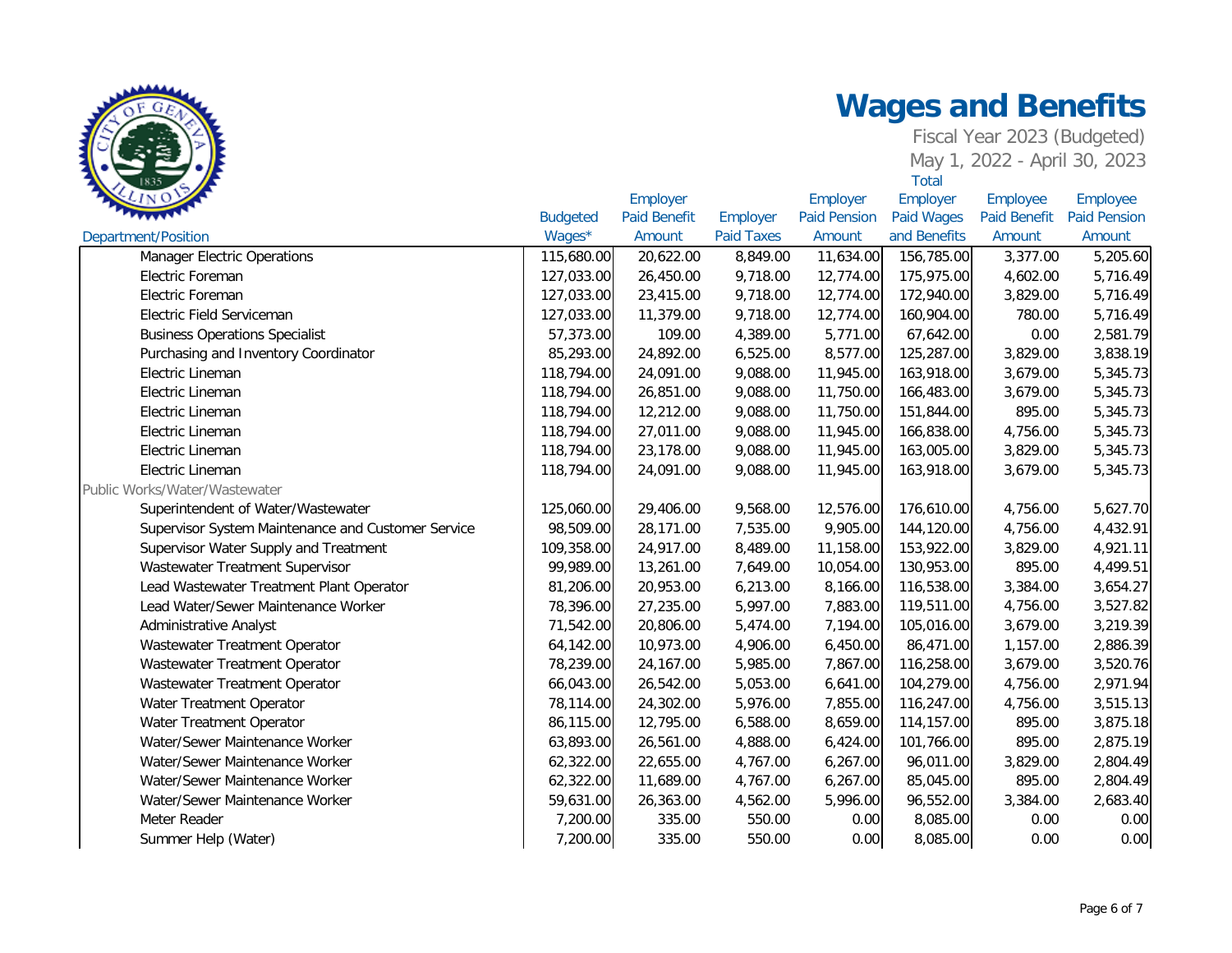# Wages and Benefits

Fiscal Year 2023 (Budgeted)
May 1, 2022 - April 30, 2023

| Department/Position | Budgeted Wages* | Employer Paid Benefit Amount | Employer Paid Taxes | Employer Paid Pension Amount | Total Employer Paid Wages and Benefits | Employee Paid Benefit Amount | Employee Paid Pension Amount |
|---|---|---|---|---|---|---|---|
| Manager Electric Operations | 115,680.00 | 20,622.00 | 8,849.00 | 11,634.00 | 156,785.00 | 3,377.00 | 5,205.60 |
| Electric Foreman | 127,033.00 | 26,450.00 | 9,718.00 | 12,774.00 | 175,975.00 | 4,602.00 | 5,716.49 |
| Electric Foreman | 127,033.00 | 23,415.00 | 9,718.00 | 12,774.00 | 172,940.00 | 3,829.00 | 5,716.49 |
| Electric Field Serviceman | 127,033.00 | 11,379.00 | 9,718.00 | 12,774.00 | 160,904.00 | 780.00 | 5,716.49 |
| Business Operations Specialist | 57,373.00 | 109.00 | 4,389.00 | 5,771.00 | 67,642.00 | 0.00 | 2,581.79 |
| Purchasing and Inventory Coordinator | 85,293.00 | 24,892.00 | 6,525.00 | 8,577.00 | 125,287.00 | 3,829.00 | 3,838.19 |
| Electric Lineman | 118,794.00 | 24,091.00 | 9,088.00 | 11,945.00 | 163,918.00 | 3,679.00 | 5,345.73 |
| Electric Lineman | 118,794.00 | 26,851.00 | 9,088.00 | 11,750.00 | 166,483.00 | 3,679.00 | 5,345.73 |
| Electric Lineman | 118,794.00 | 12,212.00 | 9,088.00 | 11,750.00 | 151,844.00 | 895.00 | 5,345.73 |
| Electric Lineman | 118,794.00 | 27,011.00 | 9,088.00 | 11,945.00 | 166,838.00 | 4,756.00 | 5,345.73 |
| Electric Lineman | 118,794.00 | 23,178.00 | 9,088.00 | 11,945.00 | 163,005.00 | 3,829.00 | 5,345.73 |
| Electric Lineman | 118,794.00 | 24,091.00 | 9,088.00 | 11,945.00 | 163,918.00 | 3,679.00 | 5,345.73 |
| Public Works/Water/Wastewater | | | | | | | |
| Superintendent of Water/Wastewater | 125,060.00 | 29,406.00 | 9,568.00 | 12,576.00 | 176,610.00 | 4,756.00 | 5,627.70 |
| Supervisor System Maintenance and Customer Service | 98,509.00 | 28,171.00 | 7,535.00 | 9,905.00 | 144,120.00 | 4,756.00 | 4,432.91 |
| Supervisor Water Supply and Treatment | 109,358.00 | 24,917.00 | 8,489.00 | 11,158.00 | 153,922.00 | 3,829.00 | 4,921.11 |
| Wastewater Treatment Supervisor | 99,989.00 | 13,261.00 | 7,649.00 | 10,054.00 | 130,953.00 | 895.00 | 4,499.51 |
| Lead Wastewater Treatment Plant Operator | 81,206.00 | 20,953.00 | 6,213.00 | 8,166.00 | 116,538.00 | 3,384.00 | 3,654.27 |
| Lead Water/Sewer Maintenance Worker | 78,396.00 | 27,235.00 | 5,997.00 | 7,883.00 | 119,511.00 | 4,756.00 | 3,527.82 |
| Administrative Analyst | 71,542.00 | 20,806.00 | 5,474.00 | 7,194.00 | 105,016.00 | 3,679.00 | 3,219.39 |
| Wastewater Treatment Operator | 64,142.00 | 10,973.00 | 4,906.00 | 6,450.00 | 86,471.00 | 1,157.00 | 2,886.39 |
| Wastewater Treatment Operator | 78,239.00 | 24,167.00 | 5,985.00 | 7,867.00 | 116,258.00 | 3,679.00 | 3,520.76 |
| Wastewater Treatment Operator | 66,043.00 | 26,542.00 | 5,053.00 | 6,641.00 | 104,279.00 | 4,756.00 | 2,971.94 |
| Water Treatment Operator | 78,114.00 | 24,302.00 | 5,976.00 | 7,855.00 | 116,247.00 | 4,756.00 | 3,515.13 |
| Water Treatment Operator | 86,115.00 | 12,795.00 | 6,588.00 | 8,659.00 | 114,157.00 | 895.00 | 3,875.18 |
| Water/Sewer Maintenance Worker | 63,893.00 | 26,561.00 | 4,888.00 | 6,424.00 | 101,766.00 | 895.00 | 2,875.19 |
| Water/Sewer Maintenance Worker | 62,322.00 | 22,655.00 | 4,767.00 | 6,267.00 | 96,011.00 | 3,829.00 | 2,804.49 |
| Water/Sewer Maintenance Worker | 62,322.00 | 11,689.00 | 4,767.00 | 6,267.00 | 85,045.00 | 895.00 | 2,804.49 |
| Water/Sewer Maintenance Worker | 59,631.00 | 26,363.00 | 4,562.00 | 5,996.00 | 96,552.00 | 3,384.00 | 2,683.40 |
| Meter Reader | 7,200.00 | 335.00 | 550.00 | 0.00 | 8,085.00 | 0.00 | 0.00 |
| Summer Help (Water) | 7,200.00 | 335.00 | 550.00 | 0.00 | 8,085.00 | 0.00 | 0.00 |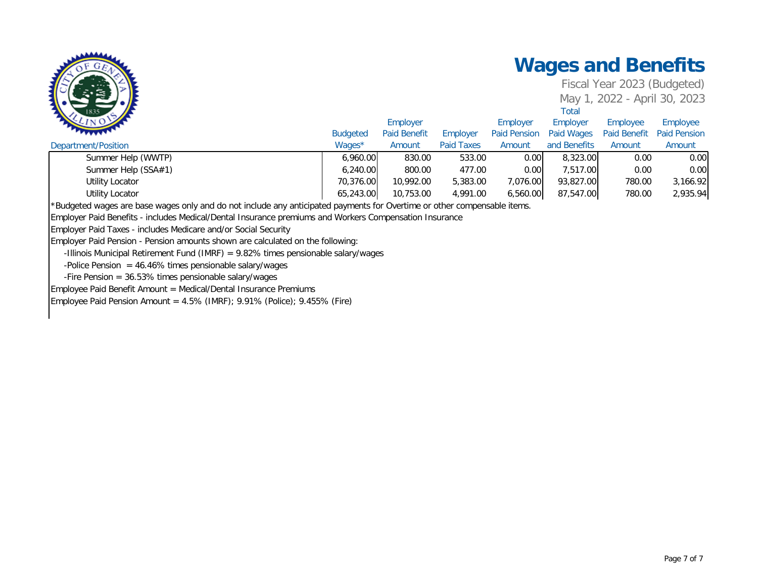# Wages and Benefits

Fiscal Year 2023 (Budgeted)
May 1, 2022 - April 30, 2023

| Department/Position | Budgeted Wages* | Employer Paid Benefit Amount | Employer Paid Taxes | Employer Paid Pension Amount | Total Employer Paid Wages and Benefits | Employee Paid Benefit Amount | Employee Paid Pension Amount |
|---|---|---|---|---|---|---|---|
| Summer Help (WWTP) | 6,960.00 | 830.00 | 533.00 | 0.00 | 8,323.00 | 0.00 | 0.00 |
| Summer Help (SSA#1) | 6,240.00 | 800.00 | 477.00 | 0.00 | 7,517.00 | 0.00 | 0.00 |
| Utility Locator | 70,376.00 | 10,992.00 | 5,383.00 | 7,076.00 | 93,827.00 | 780.00 | 3,166.92 |
| Utility Locator | 65,243.00 | 10,753.00 | 4,991.00 | 6,560.00 | 87,547.00 | 780.00 | 2,935.94 |

*Budgeted wages are base wages only and do not include any anticipated payments for Overtime or other compensable items.

Employer Paid Benefits - includes Medical/Dental Insurance premiums and Workers Compensation Insurance

Employer Paid Taxes - includes Medicare and/or Social Security

Employer Paid Pension - Pension amounts shown are calculated on the following:

- Illinois Municipal Retirement Fund (IMRF) = 9.82% times pensionable salary/wages
- Police Pension = 46.46% times pensionable salary/wages
- Fire Pension = 36.53% times pensionable salary/wages

Employee Paid Benefit Amount = Medical/Dental Insurance Premiums

Employee Paid Pension Amount = 4.5% (IMRF); 9.91% (Police); 9.455% (Fire)